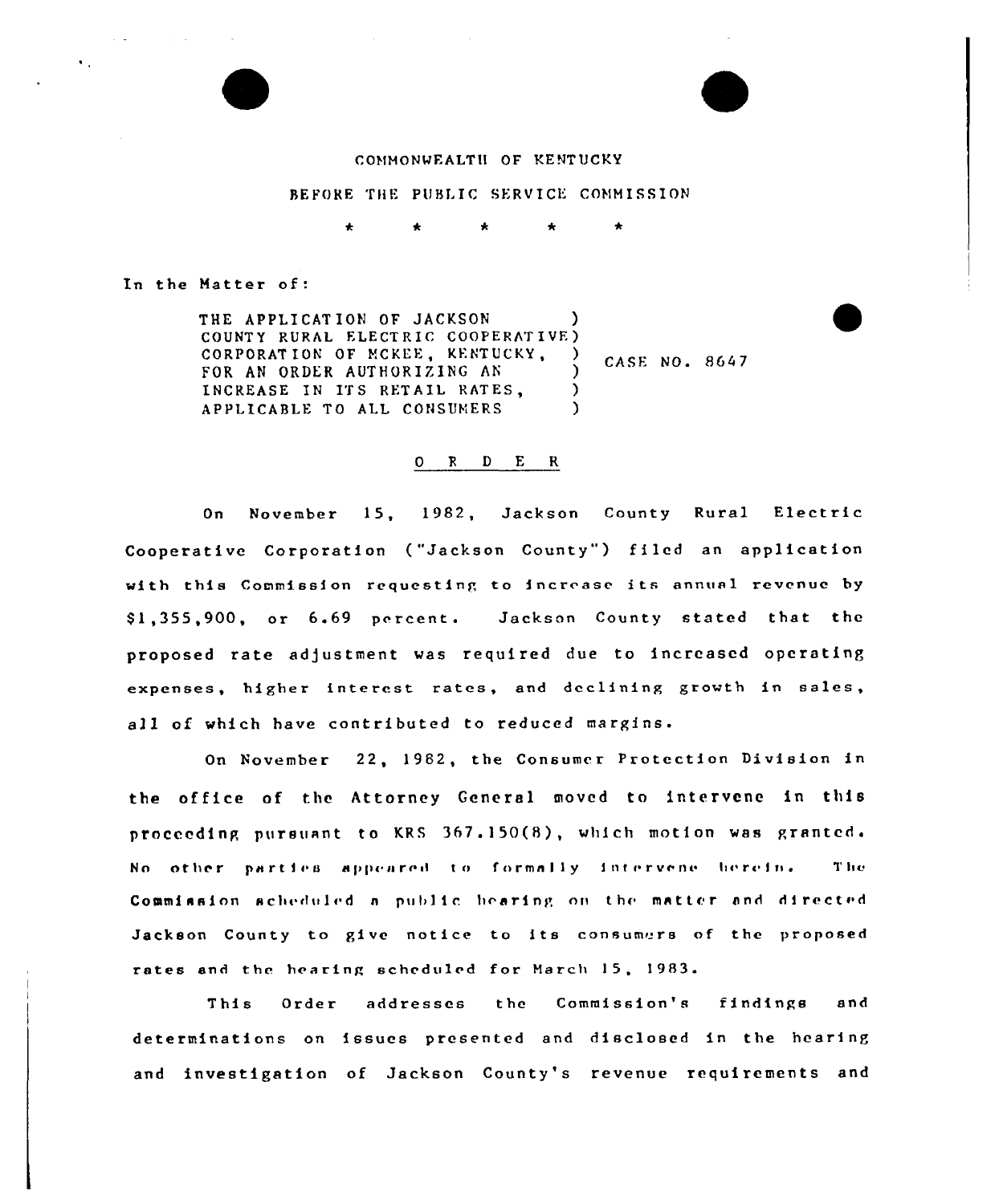COMMONWEALTH OF KENTUCKY

BEFORE THE PUBLIC SERVICE COMMISSION

\* \* \* \* \*

In the Matter of:

| | | |
|---|---|---|
| THE APPLICATION OF JACKSON COUNTY RURAL ELECTRIC COOPERATIVE CORPORATION OF MCKEE, KENTUCKY, FOR AN ORDER AUTHORIZING AN INCREASE IN ITS RETAIL RATES, APPLICABLE TO ALL CONSUMERS | ) | CASE NO. 8647 |

## O R D E R

On November 15, 1982, Jackson County Rural Electric Cooperative Corporation ("Jackson County") filed an application with this Commission requesting to increase its annual revenue by $1,355,900, or 6.69 percent. Jackson County stated that the proposed rate adjustment was required due to increased operating expenses, higher interest rates, and declining growth in sales, all of which have contributed to reduced margins.

On November 22, 1982, the Consumer Protection Division in the office of the Attorney General moved to intervene in this proceeding pursuant to KRS 367.150(8), which motion was granted. No other parties appeared to formally intervene herein. The Commission scheduled a public hearing on the matter and directed Jackson County to give notice to its consumers of the proposed rates and the hearing scheduled for March 15, 1983.

This Order addresses the Commission's findings and determinations on issues presented and disclosed in the hearing and investigation of Jackson County's revenue requirements and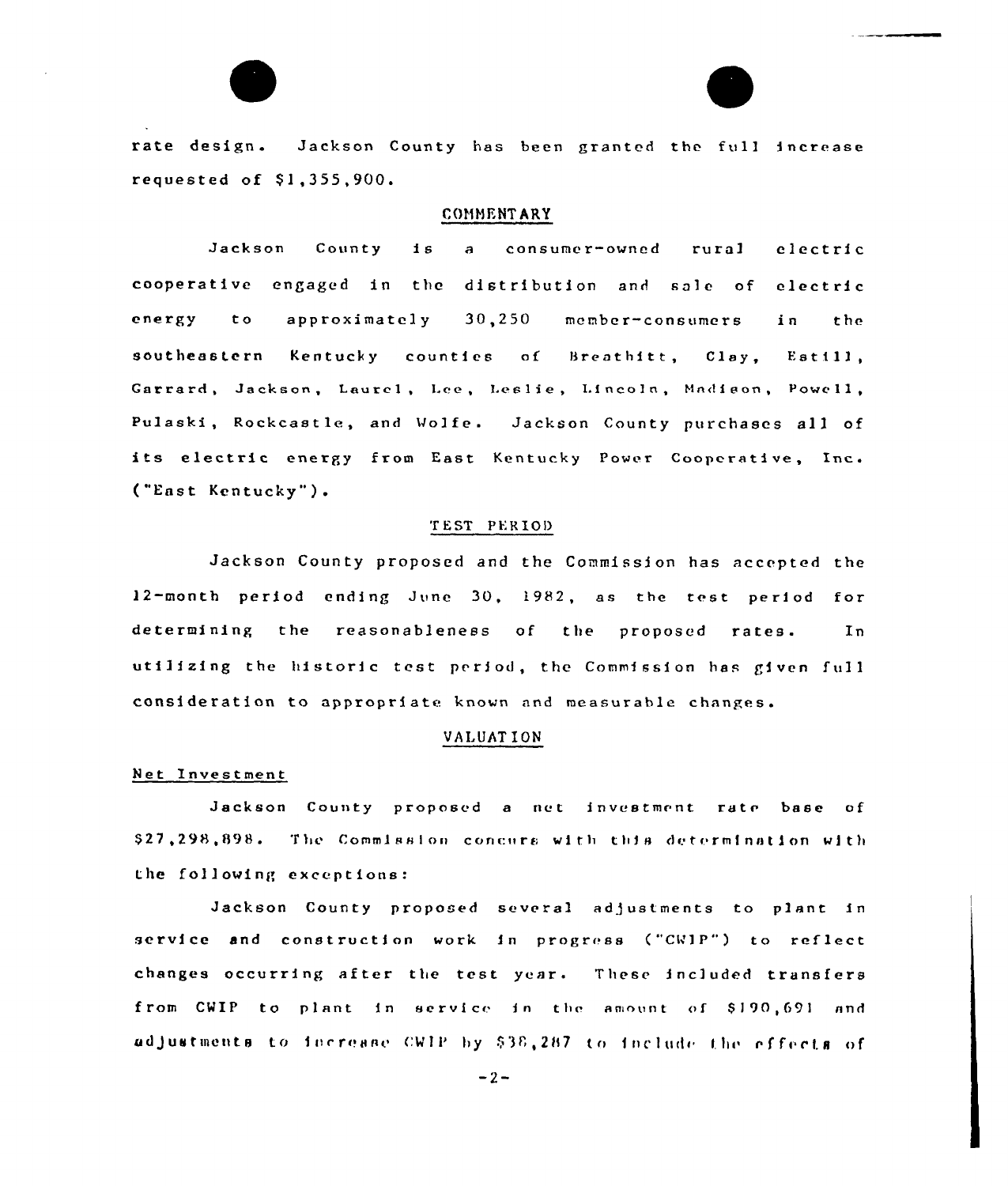rate design. Jackson County has been granted the full increase requested of $1,355,900.

## COMMENTARY

Jackson County is a consumer-owned rural electric cooperative engaged in the distribution and sale of electric energy to approximately 30,250 member-consumers in the southeastern Kentucky counties of Breathitt, Clay, Estill, Garrard, Jackson, Laurel, Lee, Leslie, Lincoln, Madison, Powell, Pulaski, Rockcastle, and Wolfe. Jackson County purchases all of its electric energy from East Kentucky Power Cooperative, Inc. ("East Kentucky").

## TEST PERIOD

Jackson County proposed and the Commission has accepted the 12-month period ending June 30, 1982, as the test period for determining the reasonableness of the proposed rates. In utilizing the historic test period, the Commission has given full consideration to appropriate known and measurable changes.

## VALUATION

### Net Investment

Jackson County proposed a net investment rate base of $27,298,898. The Commission concurs with this determination with the following exceptions:

Jackson County proposed several adjustments to plant in service and construction work in progress ("CWIP") to reflect changes occurring after the test year. These included transfers from CWIP to plant in service in the amount of $190,691 and adjustments to increase CWIP by $38,287 to include the effects of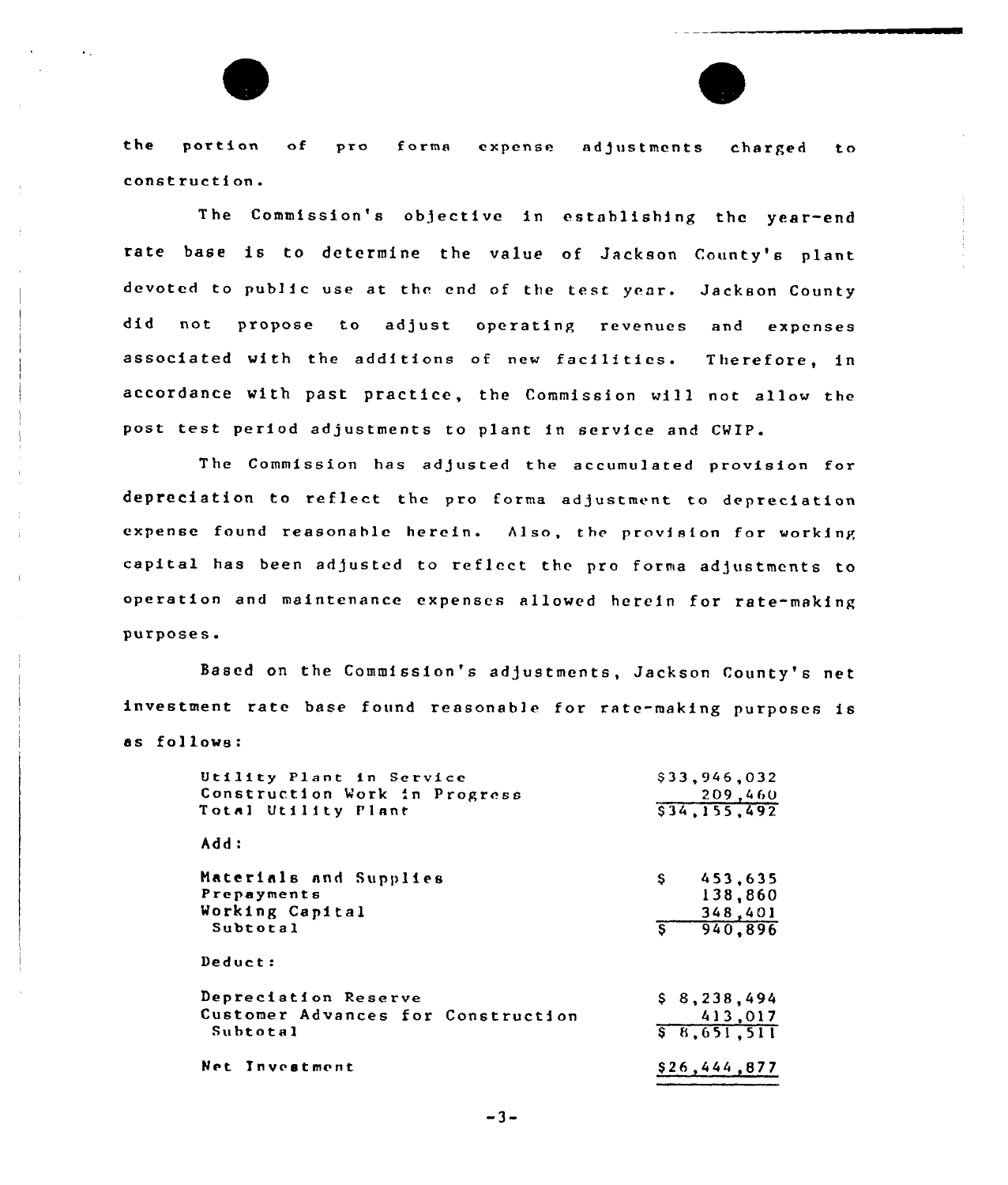the portion of pro forma expense adjustments charged to construction.

The Commission's objective in establishing the year-end rate base is to determine the value of Jackson County's plant devoted to public use at the end of the test year. Jackson County did not propose to adjust operating revenues and expenses associated with the additions of new facilities. Therefore, in accordance with past practice, the Commission will not allow the post test period adjustments to plant in service and CWIP.

The Commission has adjusted the accumulated provision for depreciation to reflect the pro forma adjustment to depreciation expense found reasonable herein. Also, the provision for working capital has been adjusted to reflect the pro forma adjustments to operation and maintenance expenses allowed herein for rate-making purposes.

Based on the Commission's adjustments, Jackson County's net investment rate base found reasonable for rate-making purposes is as follows:

| | |
|---|---|
| Utility Plant in Service | $33,946,032 |
| Construction Work in Progress | 209,460 |
| Total Utility Plant | $34,155,492 |
| Add: | |
| Materials and Supplies | $ 453,635 |
| Prepayments | 138,860 |
| Working Capital | 348,401 |
| Subtotal | $ 940,896 |
| Deduct: | |
| Depreciation Reserve | $ 8,238,494 |
| Customer Advances for Construction | 413,017 |
| Subtotal | $ 8,651,511 |
| Net Investment | $26,444,877 |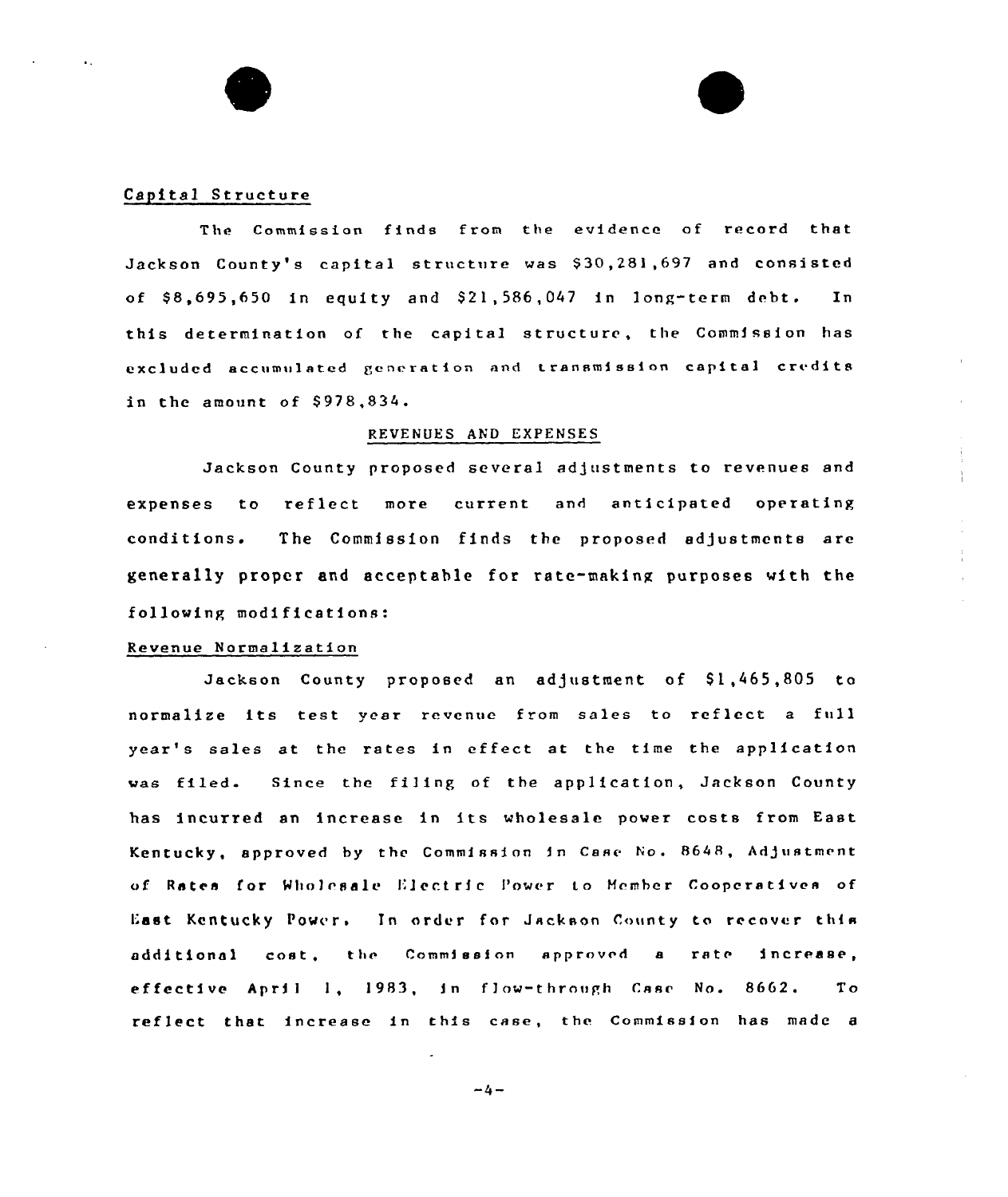Capital Structure

The Commission finds from the evidence of record that Jackson County's capital structure was $30,281,697 and consisted of $8,695,650 in equity and $21,586,047 in long-term debt. In this determination of the capital structure, the Commission has excluded accumulated generation and transmission capital credits in the amount of $978,834.

## REVENUES AND EXPENSES

Jackson County proposed several adjustments to revenues and expenses to reflect more current and anticipated operating conditions. The Commission finds the proposed adjustments are generally proper and acceptable for rate-making purposes with the following modifications:

Revenue Normalization

Jackson County proposed an adjustment of $1,465,805 to normalize its test year revenue from sales to reflect a full year's sales at the rates in effect at the time the application was filed. Since the filing of the application, Jackson County has incurred an increase in its wholesale power costs from East Kentucky, approved by the Commission in Case No. 8648, Adjustment of Rates for Wholesale Electric Power to Member Cooperatives of East Kentucky Power. In order for Jackson County to recover this additional cost, the Commission approved a rate increase, effective April 1, 1983, in flow-through Case No. 8662. To reflect that increase in this case, the Commission has made a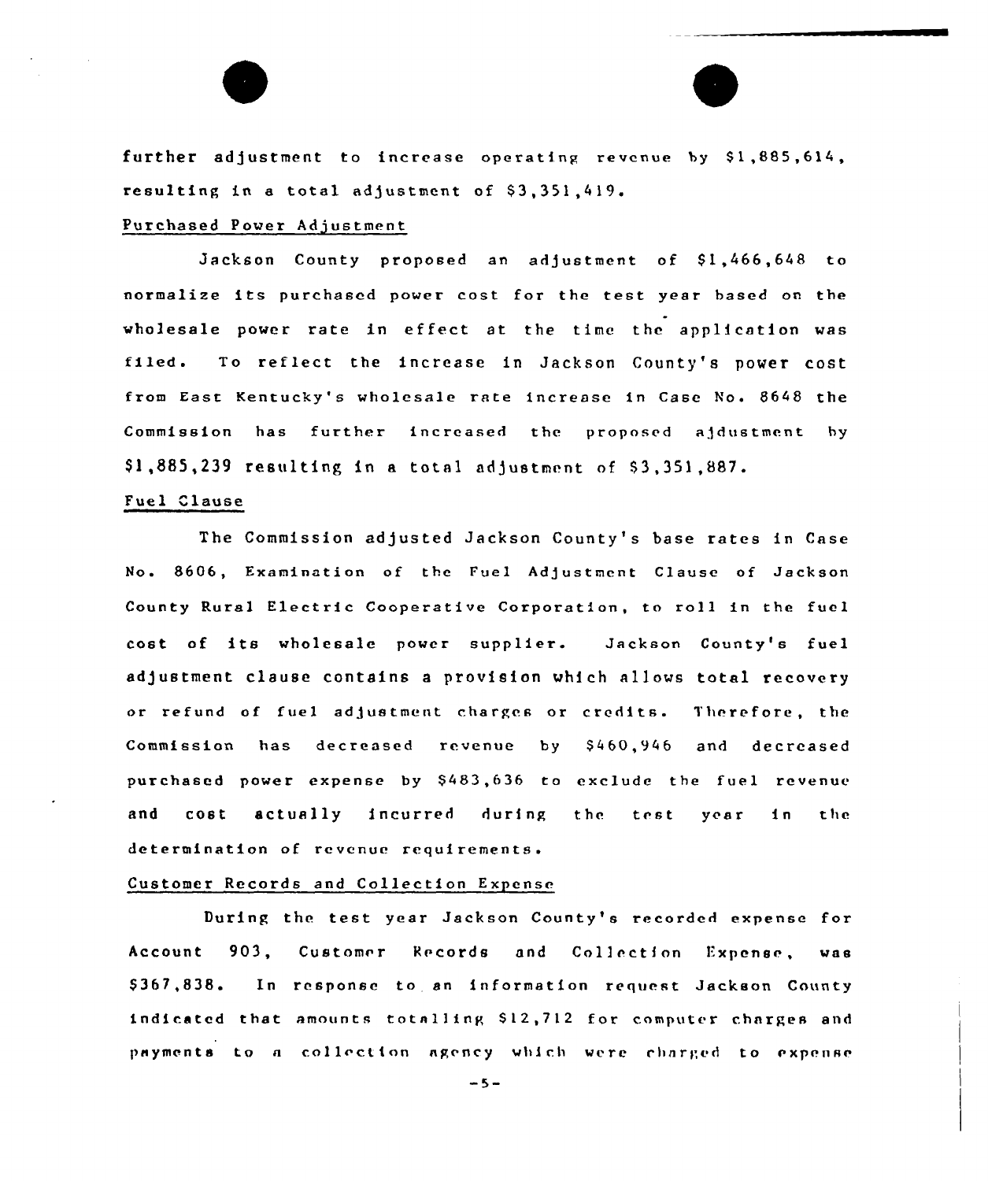further adjustment to increase operating revenue by $1,885,614, resulting in a total adjustment of $3,351,419.

Purchased Power Adjustment

Jackson County proposed an adjustment of $1,466,648 to normalize its purchased power cost for the test year based on the wholesale power rate in effect at the time the application was filed. To reflect the increase in Jackson County's power cost from East Kentucky's wholesale rate increase in Case No. 8648 the Commission has further increased the proposed ajdustment by $1,885,239 resulting in a total adjustment of $3,351,887.

Fuel Clause

The Commission adjusted Jackson County's base rates in Case No. 8606, Examination of the Fuel Adjustment Clause of Jackson County Rural Electric Cooperative Corporation, to roll in the fuel cost of its wholesale power supplier. Jackson County's fuel adjustment clause contains a provision which allows total recovery or refund of fuel adjustment charges or credits. Therefore, the Commission has decreased revenue by $460,946 and decreased purchased power expense by $483,636 to exclude the fuel revenue and cost actually incurred during the test year in the determination of revenue requirements.

Customer Records and Collection Expense

During the test year Jackson County's recorded expense for Account 903, Customer Records and Collection Expense, was $367,838. In response to an information request Jackson County indicated that amounts totalling $12,712 for computer charges and payments to a collection agency which were charged to expense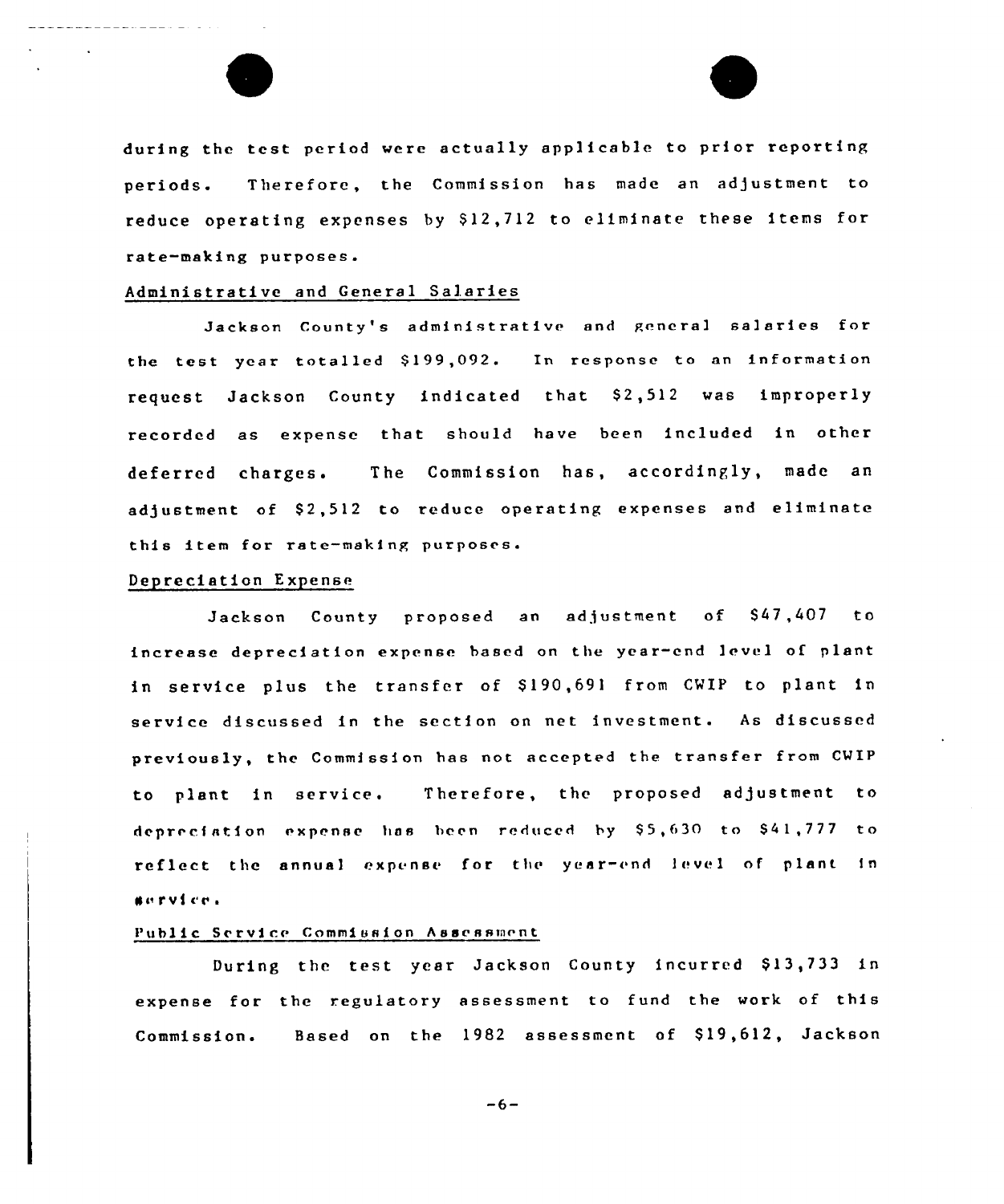during the test period were actually applicable to prior reporting periods. Therefore, the Commission has made an adjustment to reduce operating expenses by $12,712 to eliminate these items for rate-making purposes.

Administrative and General Salaries

Jackson County's administrative and general salaries for the test year totalled $199,092. In response to an information request Jackson County indicated that $2,512 was improperly recorded as expense that should have been included in other deferred charges. The Commission has, accordingly, made an adjustment of $2,512 to reduce operating expenses and eliminate this item for rate-making purposes.

Depreciation Expense

Jackson County proposed an adjustment of $47,407 to increase depreciation expense based on the year-end level of plant in service plus the transfer of $190,691 from CWIP to plant in service discussed in the section on net investment. As discussed previously, the Commission has not accepted the transfer from CWIP to plant in service. Therefore, the proposed adjustment to depreciation expense has been reduced by $5,630 to $41,777 to reflect the annual expense for the year-end level of plant in service.

Public Service Commission Assessment

During the test year Jackson County incurred $13,733 in expense for the regulatory assessment to fund the work of this Commission. Based on the 1982 assessment of $19,612, Jackson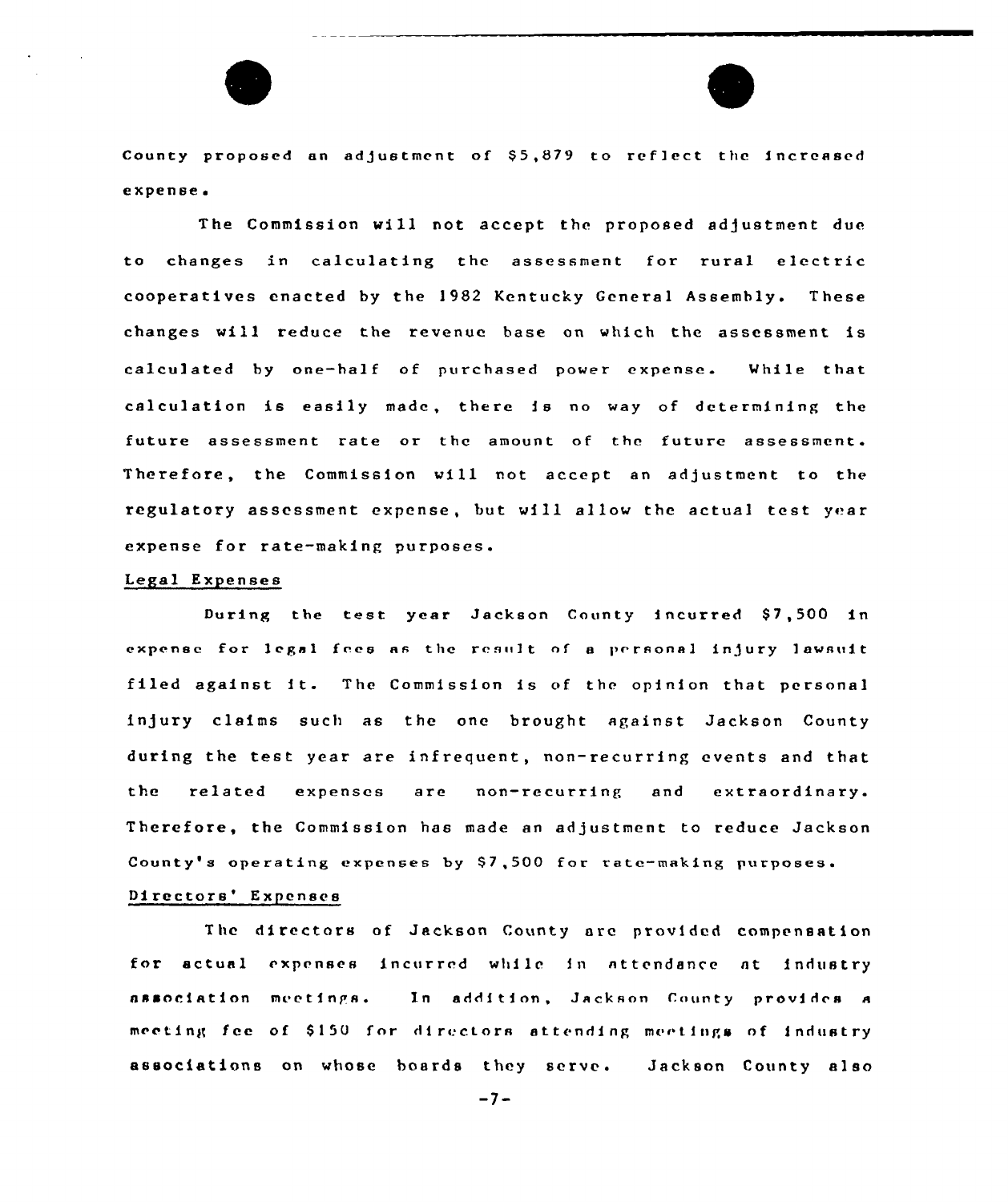County proposed an adjustment of $5,879 to reflect the increased expense.

The Commission will not accept the proposed adjustment due to changes in calculating the assessment for rural electric cooperatives enacted by the 1982 Kentucky General Assembly. These changes will reduce the revenue base on which the assessment is calculated by one-half of purchased power expense. While that calculation is easily made, there is no way of determining the future assessment rate or the amount of the future assessment. Therefore, the Commission will not accept an adjustment to the regulatory assessment expense, but will allow the actual test year expense for rate-making purposes.

Legal Expenses

During the test year Jackson County incurred $7,500 in expense for legal fees as the result of a personal injury lawsuit filed against it. The Commission is of the opinion that personal injury claims such as the one brought against Jackson County during the test year are infrequent, non-recurring events and that the related expenses are non-recurring and extraordinary. Therefore, the Commission has made an adjustment to reduce Jackson County's operating expenses by $7,500 for rate-making purposes.

Directors' Expenses

The directors of Jackson County are provided compensation for actual expenses incurred while in attendance at industry association meetings. In addition, Jackson County provides a meeting fee of $150 for directors attending meetings of industry associations on whose boards they serve. Jackson County also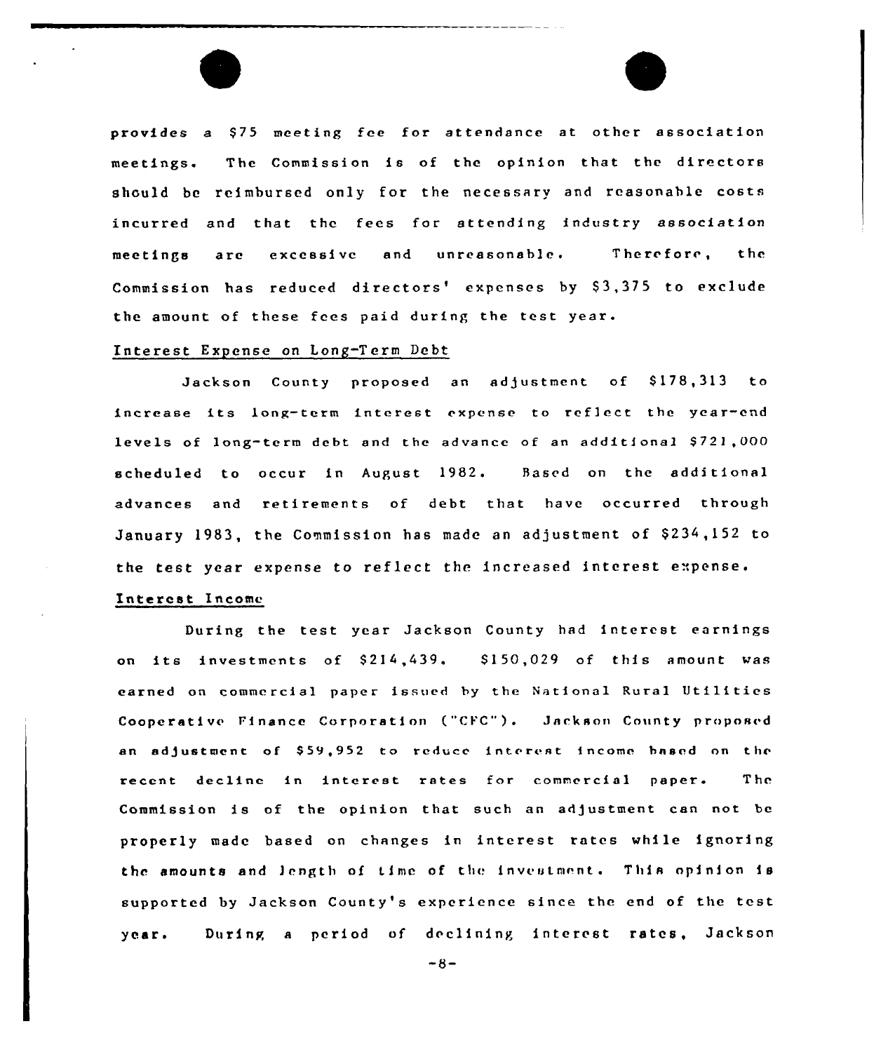provides a $75 meeting fee for attendance at other association meetings. The Commission is of the opinion that the directors should be reimbursed only for the necessary and reasonable costs incurred and that the fees for attending industry association meetings are excessive and unreasonable. Therefore, the Commission has reduced directors' expenses by $3,375 to exclude the amount of these fees paid during the test year.

Interest Expense on Long-Term Debt

Jackson County proposed an adjustment of $178,313 to increase its long-term interest expense to reflect the year-end levels of long-term debt and the advance of an additional $721,000 scheduled to occur in August 1982. Based on the additional advances and retirements of debt that have occurred through January 1983, the Commission has made an adjustment of $234,152 to the test year expense to reflect the increased interest expense.

Interest Income

During the test year Jackson County had interest earnings on its investments of $214,439. $150,029 of this amount was earned on commercial paper issued by the National Rural Utilities Cooperative Finance Corporation ("CFC"). Jackson County proposed an adjustment of $59,952 to reduce interest income based on the recent decline in interest rates for commercial paper. The Commission is of the opinion that such an adjustment can not be properly made based on changes in interest rates while ignoring the amounts and length of time of the investment. This opinion is supported by Jackson County's experience since the end of the test year. During a period of declining interest rates, Jackson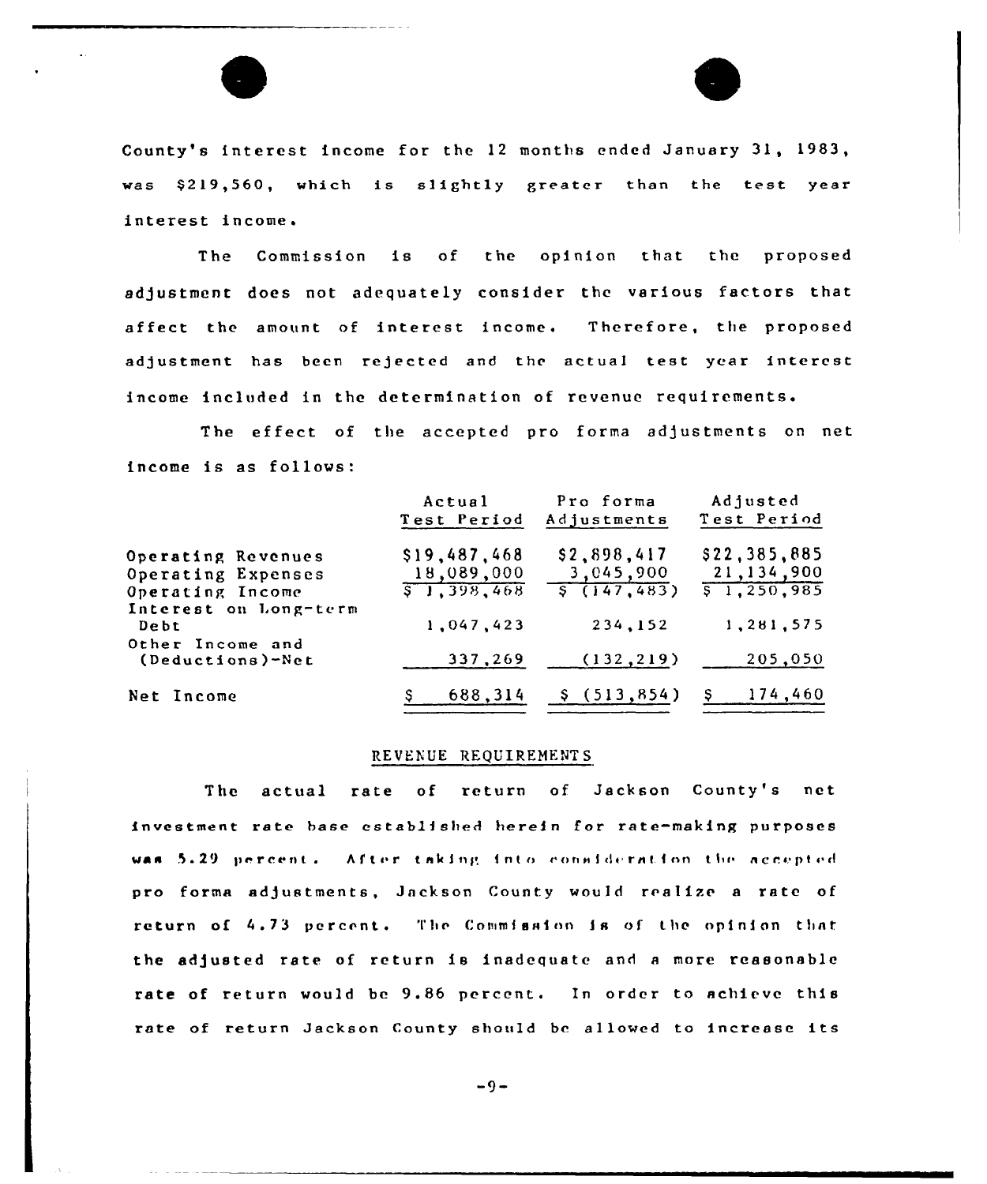County's interest income for the 12 months ended January 31, 1983, was $219,560, which is slightly greater than the test year interest income.

The Commission is of the opinion that the proposed adjustment does not adequately consider the various factors that affect the amount of interest income. Therefore, the proposed adjustment has been rejected and the actual test year interest income included in the determination of revenue requirements.

The effect of the accepted pro forma adjustments on net income is as follows:

| | Actual Test Period | Pro forma Adjustments | Adjusted Test Period |
|---|---|---|---|
| Operating Revenues | $19,487,468 | $2,898,417 | $22,385,885 |
| Operating Expenses | 18,089,000 | 3,045,900 | 21,134,900 |
| Operating Income | $ 1,398,468 | $ (147,483) | $ 1,250,985 |
| Interest on Long-term Debt | 1,047,423 | 234,152 | 1,281,575 |
| Other Income and (Deductions)-Net | 337,269 | (132,219) | 205,050 |
| Net Income | $ 688,314 | $ (513,854) | $ 174,460 |

## REVENUE REQUIREMENTS

The actual rate of return of Jackson County's net investment rate base established herein for rate-making purposes was 5.29 percent. After taking into consideration the accepted pro forma adjustments, Jackson County would realize a rate of return of 4.73 percent. The Commission is of the opinion that the adjusted rate of return is inadequate and a more reasonable rate of return would be 9.86 percent. In order to achieve this rate of return Jackson County should be allowed to increase its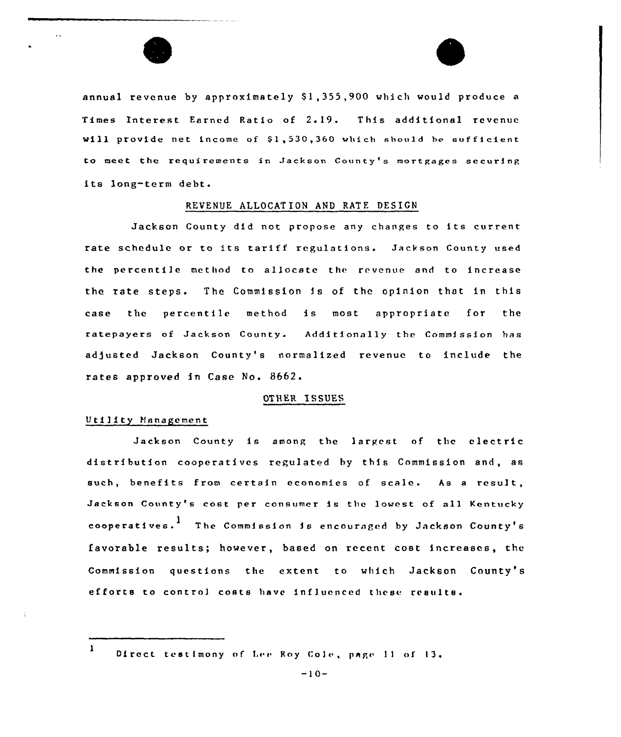annual revenue by approximately $1,355,900 which would produce a Times Interest Earned Ratio of 2.19. This additional revenue will provide net income of $1,530,360 which should be sufficient to meet the requirements in Jackson County's mortgages securing its long-term debt.

## REVENUE ALLOCATION AND RATE DESIGN

Jackson County did not propose any changes to its current rate schedule or to its tariff regulations. Jackson County used the percentile method to allocate the revenue and to increase the rate steps. The Commission is of the opinion that in this case the percentile method is most appropriate for the ratepayers of Jackson County. Additionally the Commission has adjusted Jackson County's normalized revenue to include the rates approved in Case No. 8662.

## OTHER ISSUES

### Utility Management

Jackson County is among the largest of the electric distribution cooperatives regulated by this Commission and, as such, benefits from certain economies of scale. As a result, Jackson County's cost per consumer is the lowest of all Kentucky cooperatives.[1] The Commission is encouraged by Jackson County's favorable results; however, based on recent cost increases, the Commission questions the extent to which Jackson County's efforts to control costs have influenced these results.

---

[1] Direct testimony of Lee Roy Cole, page 11 of 13.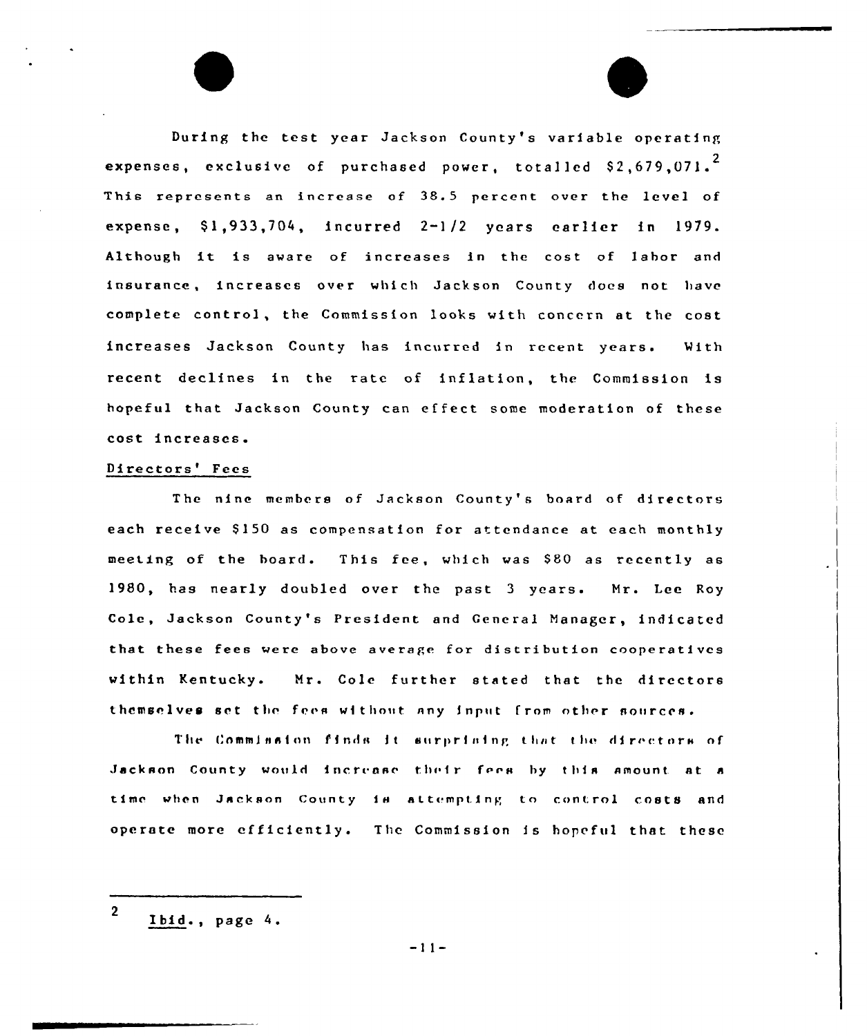During the test year Jackson County's variable operating expenses, exclusive of purchased power, totalled \$2,679,071.[2] This represents an increase of 38.5 percent over the level of expense, \$1,933,704, incurred 2-1/2 years earlier in 1979. Although it is aware of increases in the cost of labor and insurance, increases over which Jackson County does not have complete control, the Commission looks with concern at the cost increases Jackson County has incurred in recent years. With recent declines in the rate of inflation, the Commission is hopeful that Jackson County can effect some moderation of these cost increases.

Directors' Fees

The nine members of Jackson County's board of directors each receive \$150 as compensation for attendance at each monthly meeting of the board. This fee, which was \$80 as recently as 1980, has nearly doubled over the past 3 years. Mr. Lee Roy Cole, Jackson County's President and General Manager, indicated that these fees were above average for distribution cooperatives within Kentucky. Mr. Cole further stated that the directors themselves set the fees without any input from other sources.

The Commission finds it surprising that the directors of Jackson County would increase their fees by this amount at a time when Jackson County is attempting to control costs and operate more efficiently. The Commission is hopeful that these

---

[2] Ibid., page 4.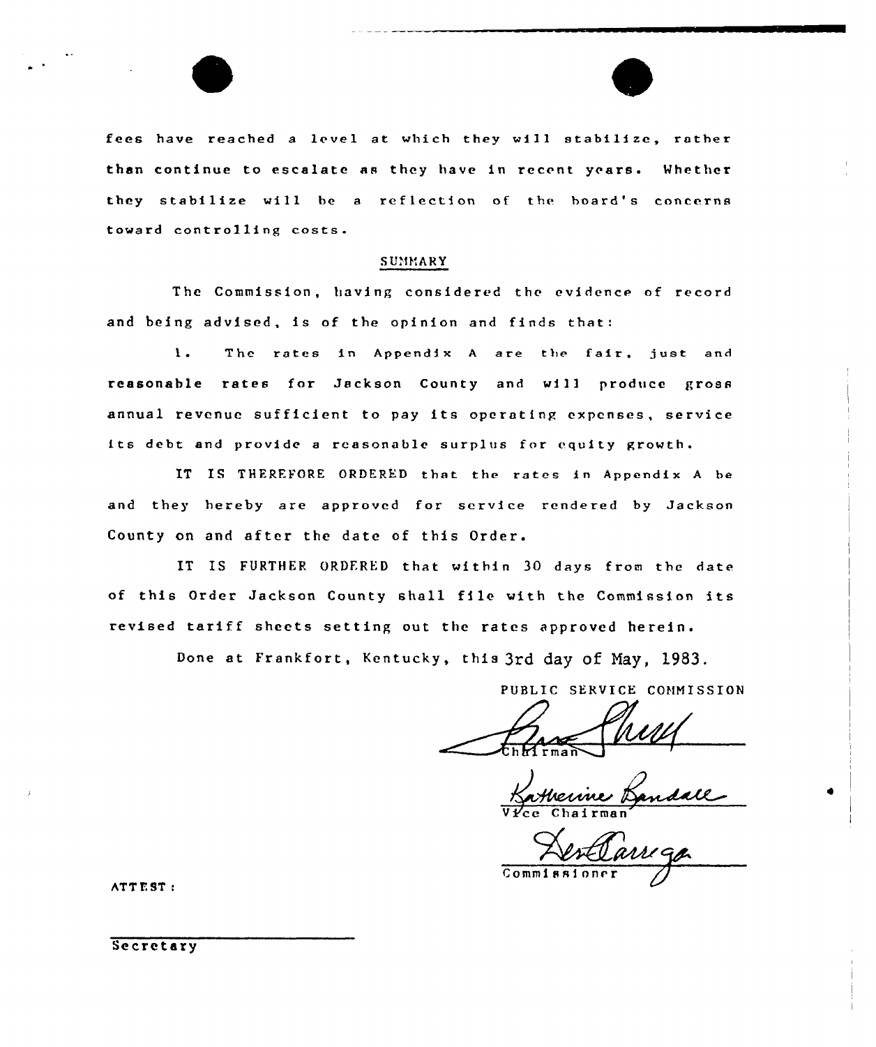fees have reached a level at which they will stabilize, rather than continue to escalate as they have in recent years. Whether they stabilize will be a reflection of the board's concerns toward controlling costs.

## SUMMARY

The Commission, having considered the evidence of record and being advised, is of the opinion and finds that:

1. The rates in Appendix A are the fair, just and reasonable rates for Jackson County and will produce gross annual revenue sufficient to pay its operating expenses, service its debt and provide a reasonable surplus for equity growth.

IT IS THEREFORE ORDERED that the rates in Appendix A be and they hereby are approved for service rendered by Jackson County on and after the date of this Order.

IT IS FURTHER ORDERED that within 30 days from the date of this Order Jackson County shall file with the Commission its revised tariff sheets setting out the rates approved herein.

Done at Frankfort, Kentucky, this 3rd day of May, 1983.

PUBLIC SERVICE COMMISSION

Chairman

Vice Chairman

Commissioner

ATTEST:

Secretary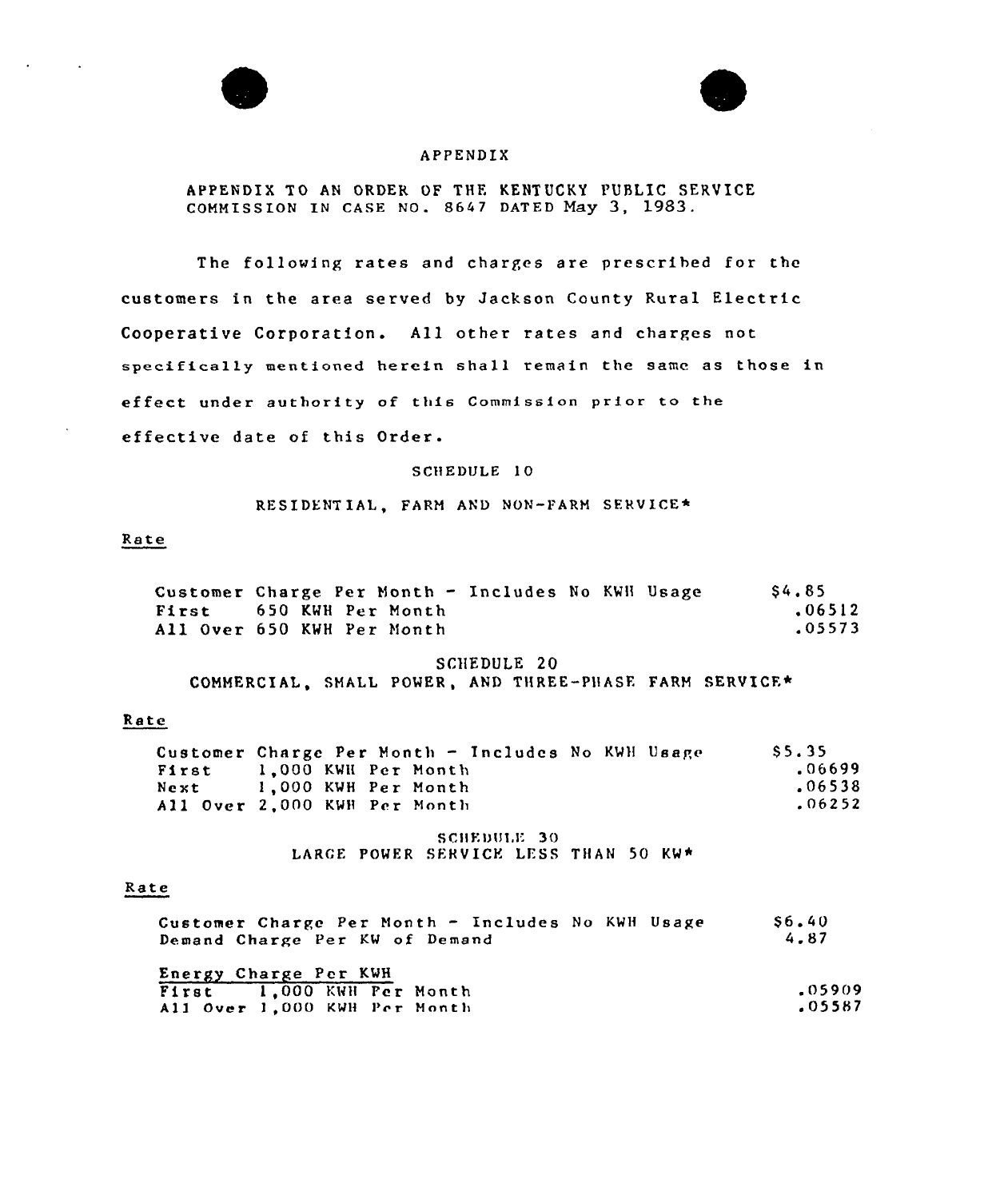# APPENDIX

APPENDIX TO AN ORDER OF THE KENTUCKY PUBLIC SERVICE COMMISSION IN CASE NO. 8647 DATED May 3, 1983.

The following rates and charges are prescribed for the customers in the area served by Jackson County Rural Electric Cooperative Corporation. All other rates and charges not specifically mentioned herein shall remain the same as those in effect under authority of this Commission prior to the effective date of this Order.

## SCHEDULE 10

### RESIDENTIAL, FARM AND NON-FARM SERVICE*

Rate

| | |
|---|---|
| Customer Charge Per Month - Includes No KWH Usage | $4.85 |
| First 650 KWH Per Month | .06512 |
| All Over 650 KWH Per Month | .05573 |

## SCHEDULE 20

### COMMERCIAL, SMALL POWER, AND THREE-PHASE FARM SERVICE*

Rate

| | |
|---|---|
| Customer Charge Per Month - Includes No KWH Usage | $5.35 |
| First 1,000 KWH Per Month | .06699 |
| Next 1,000 KWH Per Month | .06538 |
| All Over 2,000 KWH Per Month | .06252 |

## SCHEDULE 30

### LARGE POWER SERVICE LESS THAN 50 KW*

Rate

| | |
|---|---|
| Customer Charge Per Month - Includes No KWH Usage | $6.40 |
| Demand Charge Per KW of Demand | 4.87 |

Energy Charge Per KWH

| | |
|---|---|
| First 1,000 KWH Per Month | .05909 |
| All Over 1,000 KWH Per Month | .05587 |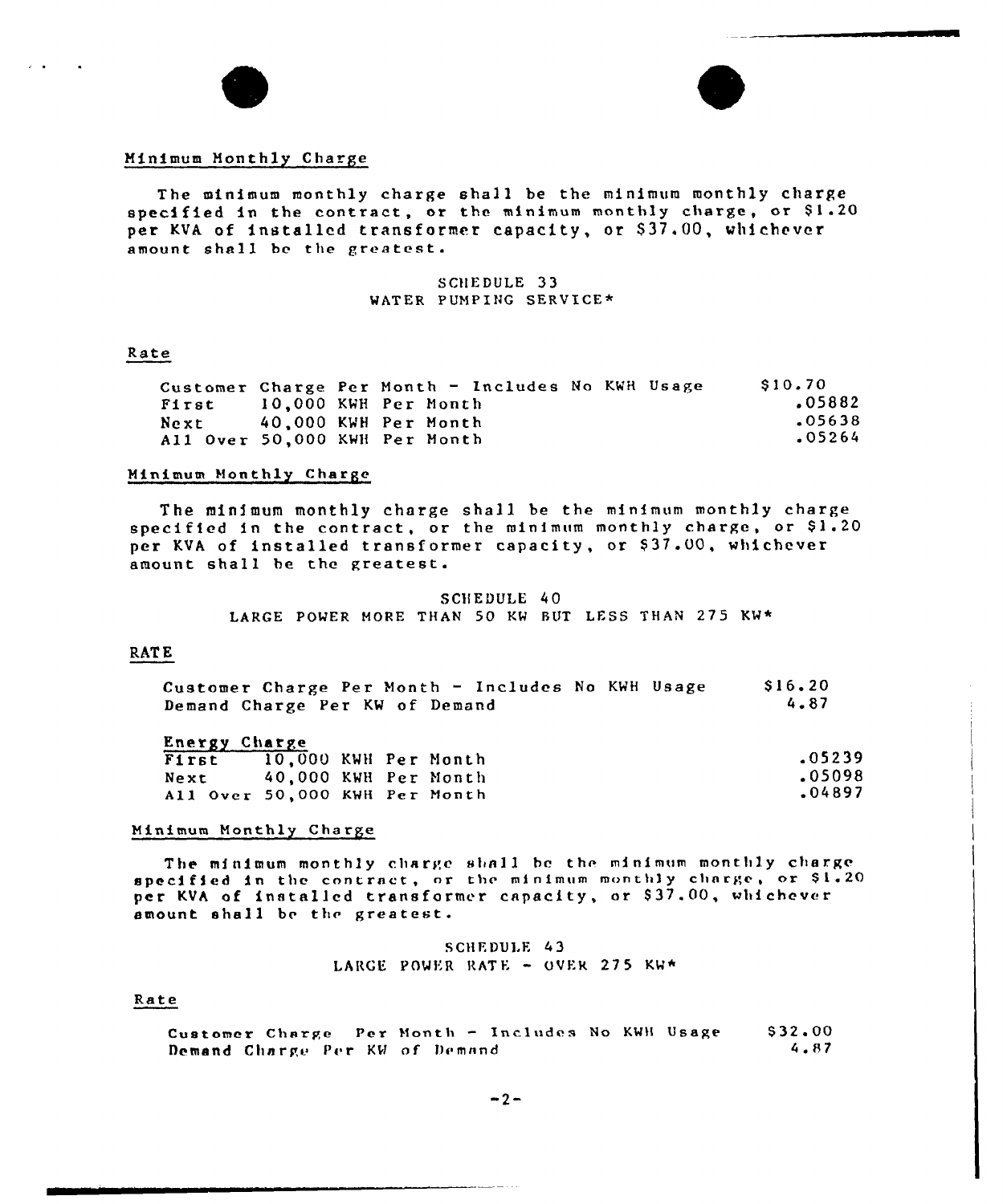### Minimum Monthly Charge

The minimum monthly charge shall be the minimum monthly charge specified in the contract, or the minimum monthly charge, or $1.20 per KVA of installed transformer capacity, or $37.00, whichever amount shall be the greatest.

SCHEDULE 33
WATER PUMPING SERVICE*

### Rate

| | |
|---|---|
| Customer Charge Per Month - Includes No KWH Usage | $10.70 |
| First 10,000 KWH Per Month | .05882 |
| Next 40,000 KWH Per Month | .05638 |
| All Over 50,000 KWH Per Month | .05264 |

### Minimum Monthly Charge

The minimum monthly charge shall be the minimum monthly charge specified in the contract, or the minimum monthly charge, or $1.20 per KVA of installed transformer capacity, or $37.00, whichever amount shall be the greatest.

SCHEDULE 40
LARGE POWER MORE THAN 50 KW BUT LESS THAN 275 KW*

### RATE

| | |
|---|---|
| Customer Charge Per Month - Includes No KWH Usage | $16.20 |
| Demand Charge Per KW of Demand | 4.87 |

Energy Charge

| | |
|---|---|
| First 10,000 KWH Per Month | .05239 |
| Next 40,000 KWH Per Month | .05098 |
| All Over 50,000 KWH Per Month | .04897 |

### Minimum Monthly Charge

The minimum monthly charge shall be the minimum monthly charge specified in the contract, or the minimum monthly charge, or $1.20 per KVA of installed transformer capacity, or $37.00, whichever amount shall be the greatest.

SCHEDULE 43
LARGE POWER RATE - OVER 275 KW*

### Rate

| | |
|---|---|
| Customer Charge Per Month - Includes No KWH Usage | $32.00 |
| Demand Charge Per KW of Demand | 4.87 |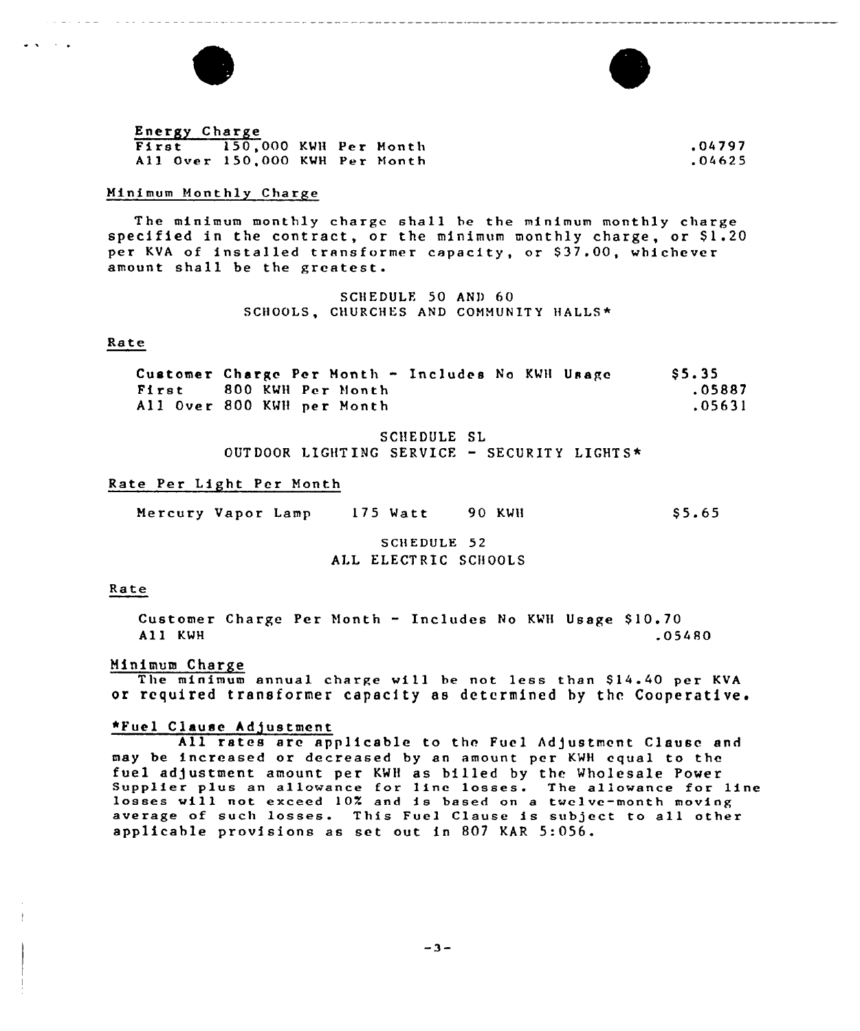Energy Charge

| | |
|---|---|
| First 150,000 KWH Per Month | .04797 |
| All Over 150,000 KWH Per Month | .04625 |

Minimum Monthly Charge

The minimum monthly charge shall be the minimum monthly charge specified in the contract, or the minimum monthly charge, or $1.20 per KVA of installed transformer capacity, or $37.00, whichever amount shall be the greatest.

SCHEDULE 50 AND 60
SCHOOLS, CHURCHES AND COMMUNITY HALLS*

Rate

| | |
|---|---|
| Customer Charge Per Month - Includes No KWH Usage | $5.35 |
| First 800 KWH Per Month | .05887 |
| All Over 800 KWH per Month | .05631 |

SCHEDULE SL
OUTDOOR LIGHTING SERVICE - SECURITY LIGHTS*

Rate Per Light Per Month

| | | | |
|---|---|---|---|
| Mercury Vapor Lamp | 175 Watt | 90 KWH | $5.65 |

SCHEDULE 52
ALL ELECTRIC SCHOOLS

Rate

| | |
|---|---|
| Customer Charge Per Month - Includes No KWH Usage | $10.70 |
| All KWH | .05480 |

Minimum Charge

The minimum annual charge will be not less than $14.40 per KVA or required transformer capacity as determined by the Cooperative.

*Fuel Clause Adjustment

All rates are applicable to the Fuel Adjustment Clause and may be increased or decreased by an amount per KWH equal to the fuel adjustment amount per KWH as billed by the Wholesale Power Supplier plus an allowance for line losses. The allowance for line losses will not exceed 10% and is based on a twelve-month moving average of such losses. This Fuel Clause is subject to all other applicable provisions as set out in 807 KAR 5:056.